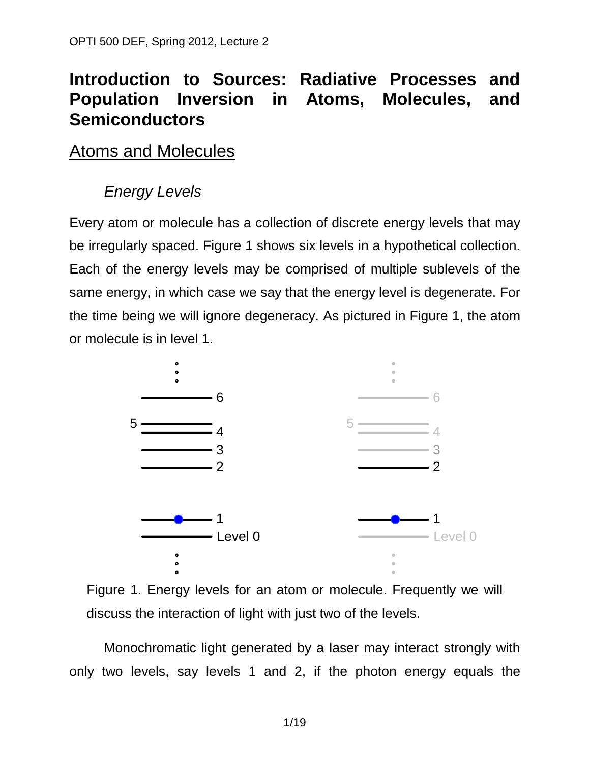# Introduction to Sources: Radiative Processes and Population Inversion in Atoms, Molecules, and Semiconductors

## Atoms and Molecules

### *Energy Levels*

Every atom or molecule has a collection of discrete energy levels that may be irregularly spaced. Figure 1 shows six levels in a hypothetical collection. Each of the energy levels may be comprised of multiple sublevels of the same energy, in which case we say that the energy level is degenerate. For the time being we will ignore degeneracy. As pictured in Figure 1, the atom or molecule is in level 1.

Figure 1. Energy levels for an atom or molecule. Frequently we will discuss the interaction of light with just two of the levels.

Monochromatic light generated by a laser may interact strongly with only two levels, say levels 1 and 2, if the photon energy equals the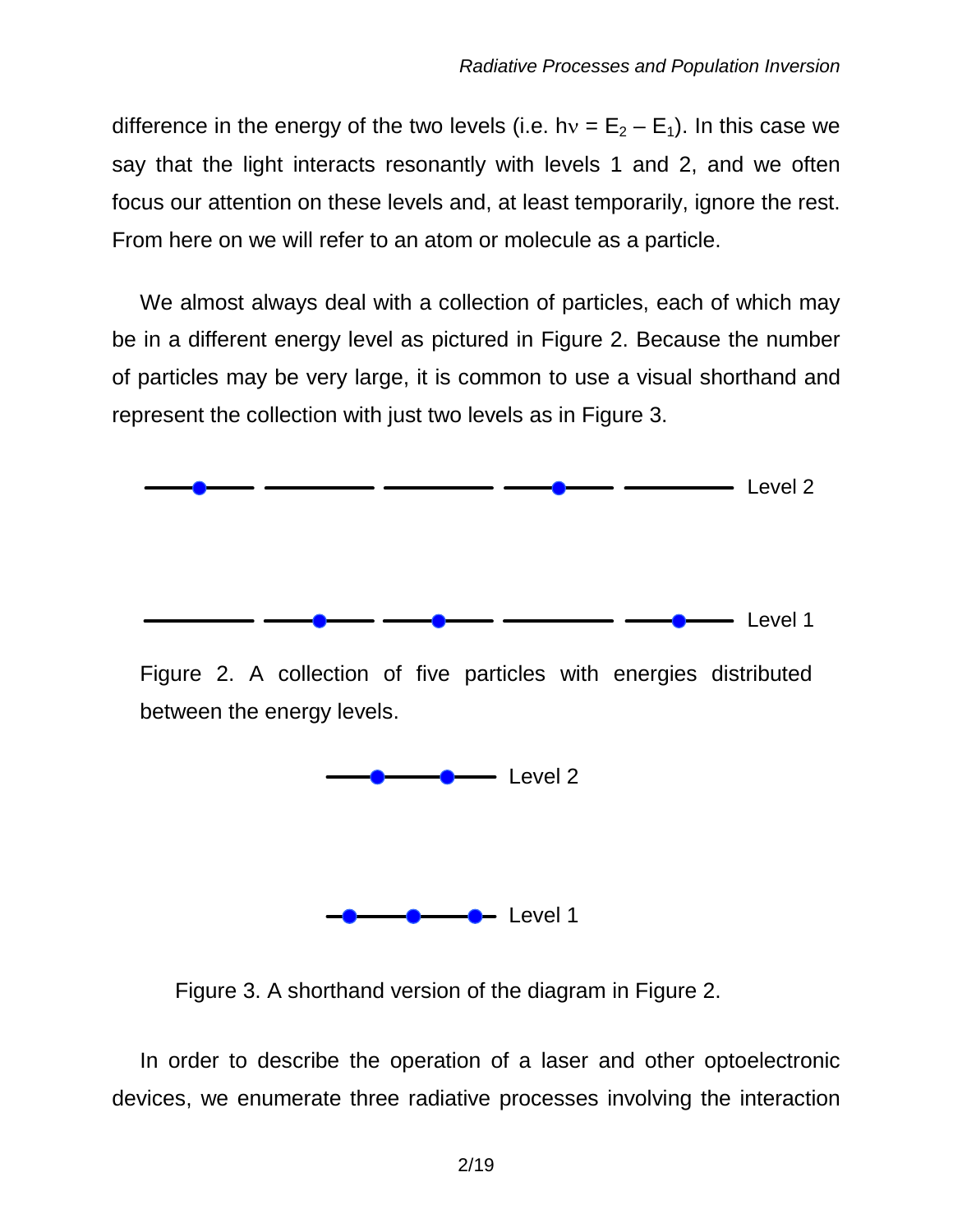difference in the energy of the two levels (i.e. $h\nu = E_2 - E_1$). In this case we say that the light interacts resonantly with levels 1 and 2, and we often focus our attention on these levels and, at least temporarily, ignore the rest. From here on we will refer to an atom or molecule as a particle.

We almost always deal with a collection of particles, each of which may be in a different energy level as pictured in Figure 2. Because the number of particles may be very large, it is common to use a visual shorthand and represent the collection with just two levels as in Figure 3.

Level 2

Level 1

Figure 2. A collection of five particles with energies distributed between the energy levels.

Level 2

Level 1

Figure 3. A shorthand version of the diagram in Figure 2.

In order to describe the operation of a laser and other optoelectronic devices, we enumerate three radiative processes involving the interaction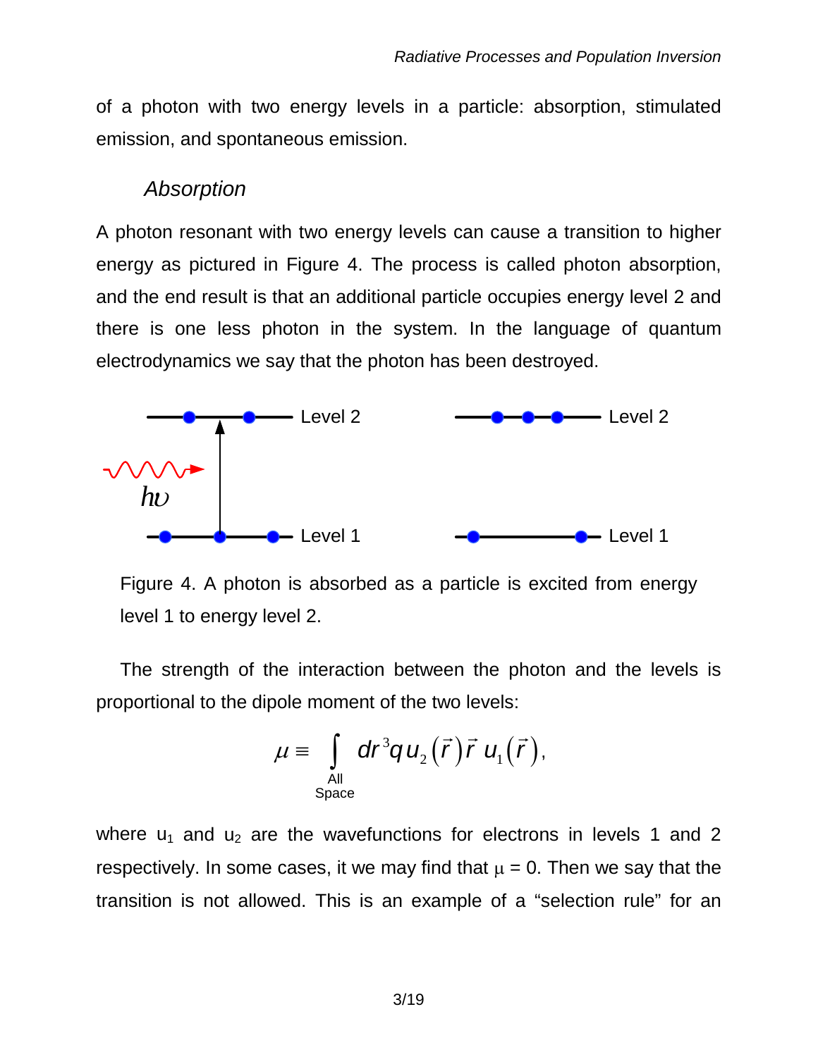of a photon with two energy levels in a particle: absorption, stimulated emission, and spontaneous emission.

### *Absorption*

A photon resonant with two energy levels can cause a transition to higher energy as pictured in Figure 4. The process is called photon absorption, and the end result is that an additional particle occupies energy level 2 and there is one less photon in the system. In the language of quantum electrodynamics we say that the photon has been destroyed.

Figure 4. A photon is absorbed as a particle is excited from energy level 1 to energy level 2.

The strength of the interaction between the photon and the levels is proportional to the dipole moment of the two levels:

$$\mu \equiv \int_{\substack{\text{All}\\ \text{Space}}} dr^3 q\, u_2(\vec{r})\,\vec{r}\; u_1(\vec{r}),$$

where $u_1$ and $u_2$ are the wavefunctions for electrons in levels 1 and 2 respectively. In some cases, it we may find that $\mu = 0$. Then we say that the transition is not allowed. This is an example of a "selection rule" for an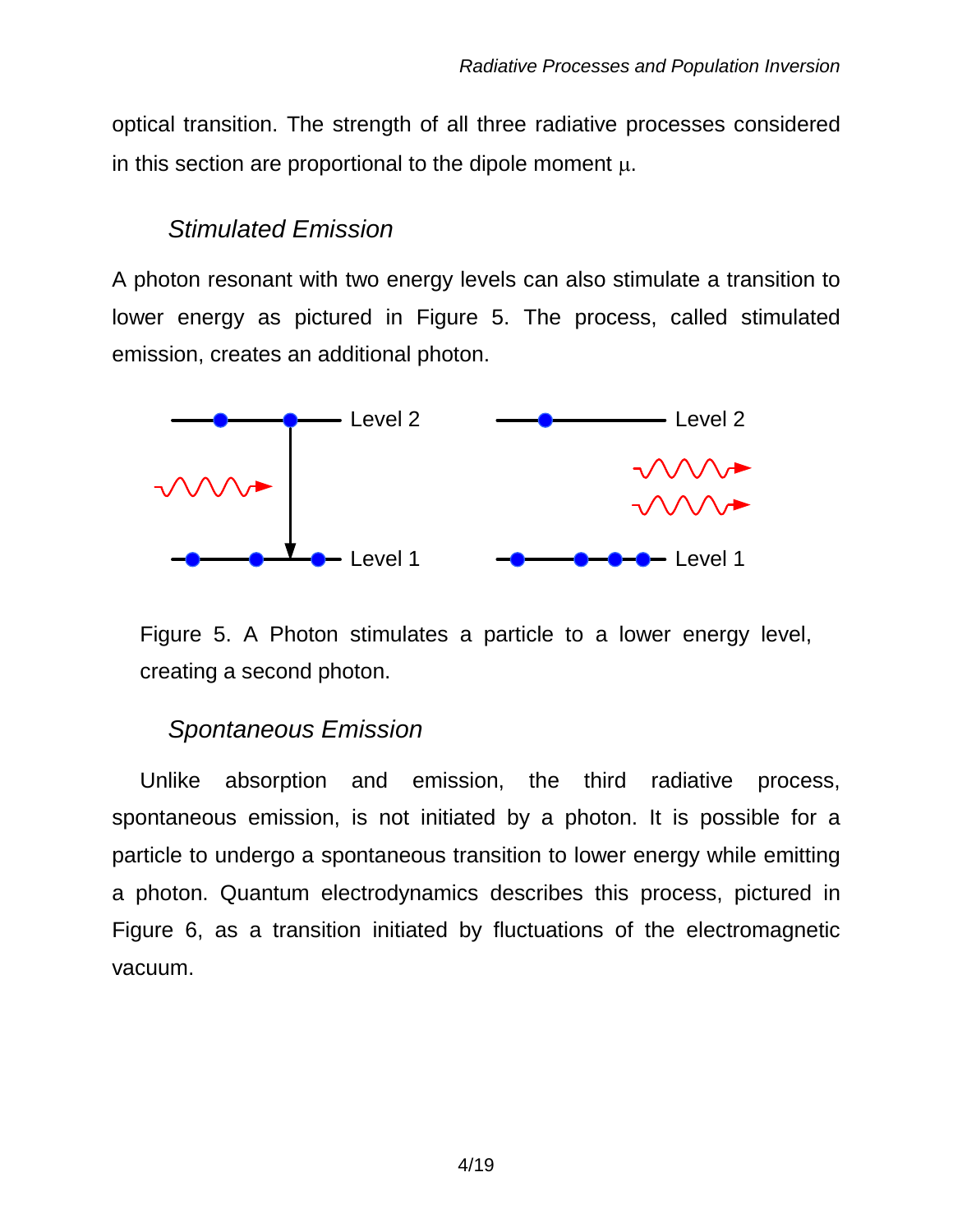optical transition. The strength of all three radiative processes considered in this section are proportional to the dipole moment $\mu$.

### *Stimulated Emission*

A photon resonant with two energy levels can also stimulate a transition to lower energy as pictured in Figure 5. The process, called stimulated emission, creates an additional photon.

Figure 5. A Photon stimulates a particle to a lower energy level, creating a second photon.

### *Spontaneous Emission*

Unlike absorption and emission, the third radiative process, spontaneous emission, is not initiated by a photon. It is possible for a particle to undergo a spontaneous transition to lower energy while emitting a photon. Quantum electrodynamics describes this process, pictured in Figure 6, as a transition initiated by fluctuations of the electromagnetic vacuum.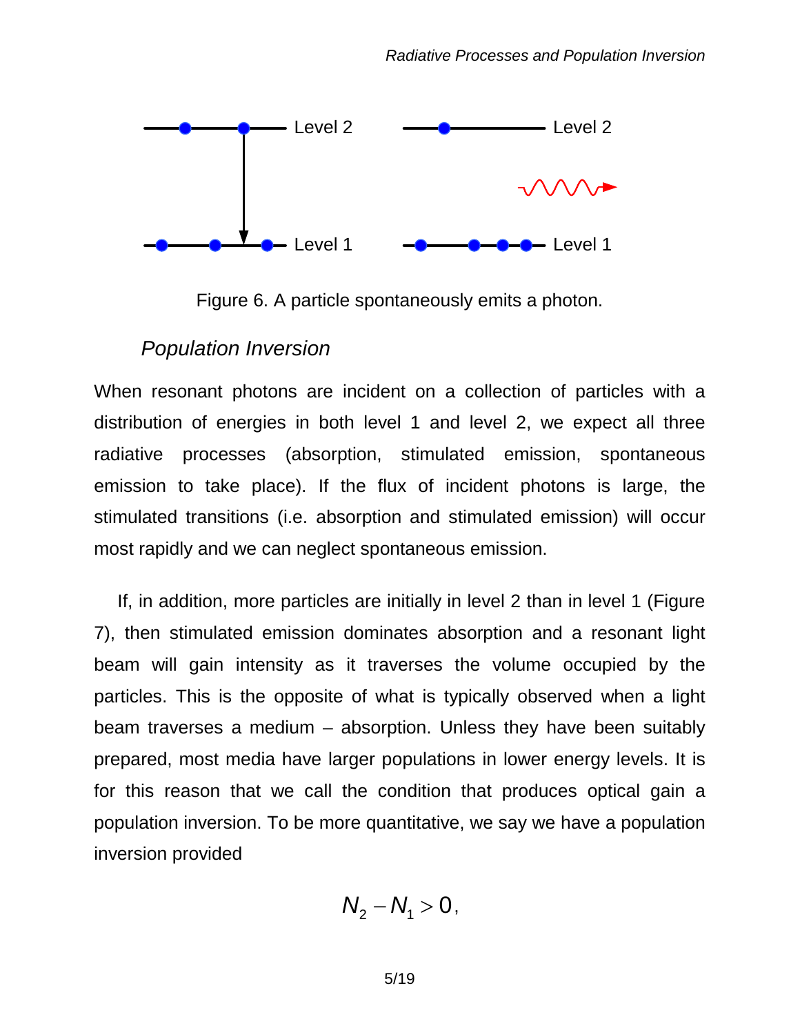Figure 6. A particle spontaneously emits a photon.

## *Population Inversion*

When resonant photons are incident on a collection of particles with a distribution of energies in both level 1 and level 2, we expect all three radiative processes (absorption, stimulated emission, spontaneous emission to take place). If the flux of incident photons is large, the stimulated transitions (i.e. absorption and stimulated emission) will occur most rapidly and we can neglect spontaneous emission.

If, in addition, more particles are initially in level 2 than in level 1 (Figure 7), then stimulated emission dominates absorption and a resonant light beam will gain intensity as it traverses the volume occupied by the particles. This is the opposite of what is typically observed when a light beam traverses a medium – absorption. Unless they have been suitably prepared, most media have larger populations in lower energy levels. It is for this reason that we call the condition that produces optical gain a population inversion. To be more quantitative, we say we have a population inversion provided

$$N_2 - N_1 > 0,$$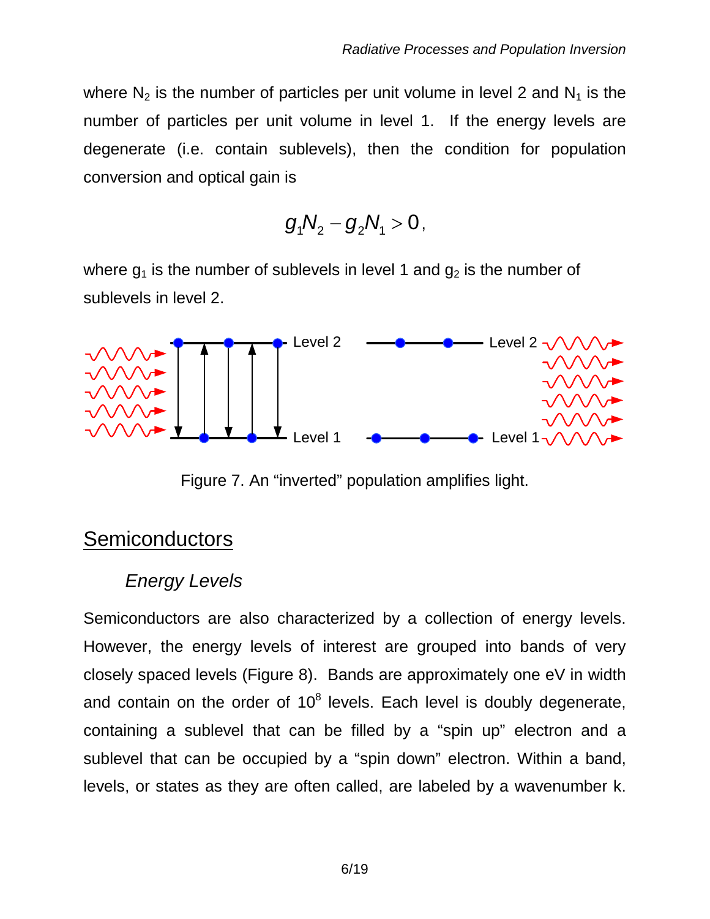where $N_2$ is the number of particles per unit volume in level 2 and $N_1$ is the number of particles per unit volume in level 1. If the energy levels are degenerate (i.e. contain sublevels), then the condition for population conversion and optical gain is

$$g_1 N_2 - g_2 N_1 > 0,$$

where $g_1$ is the number of sublevels in level 1 and $g_2$ is the number of sublevels in level 2.

Figure 7. An "inverted" population amplifies light.

## Semiconductors

### *Energy Levels*

Semiconductors are also characterized by a collection of energy levels. However, the energy levels of interest are grouped into bands of very closely spaced levels (Figure 8). Bands are approximately one eV in width and contain on the order of $10^8$ levels. Each level is doubly degenerate, containing a sublevel that can be filled by a "spin up" electron and a sublevel that can be occupied by a "spin down" electron. Within a band, levels, or states as they are often called, are labeled by a wavenumber k.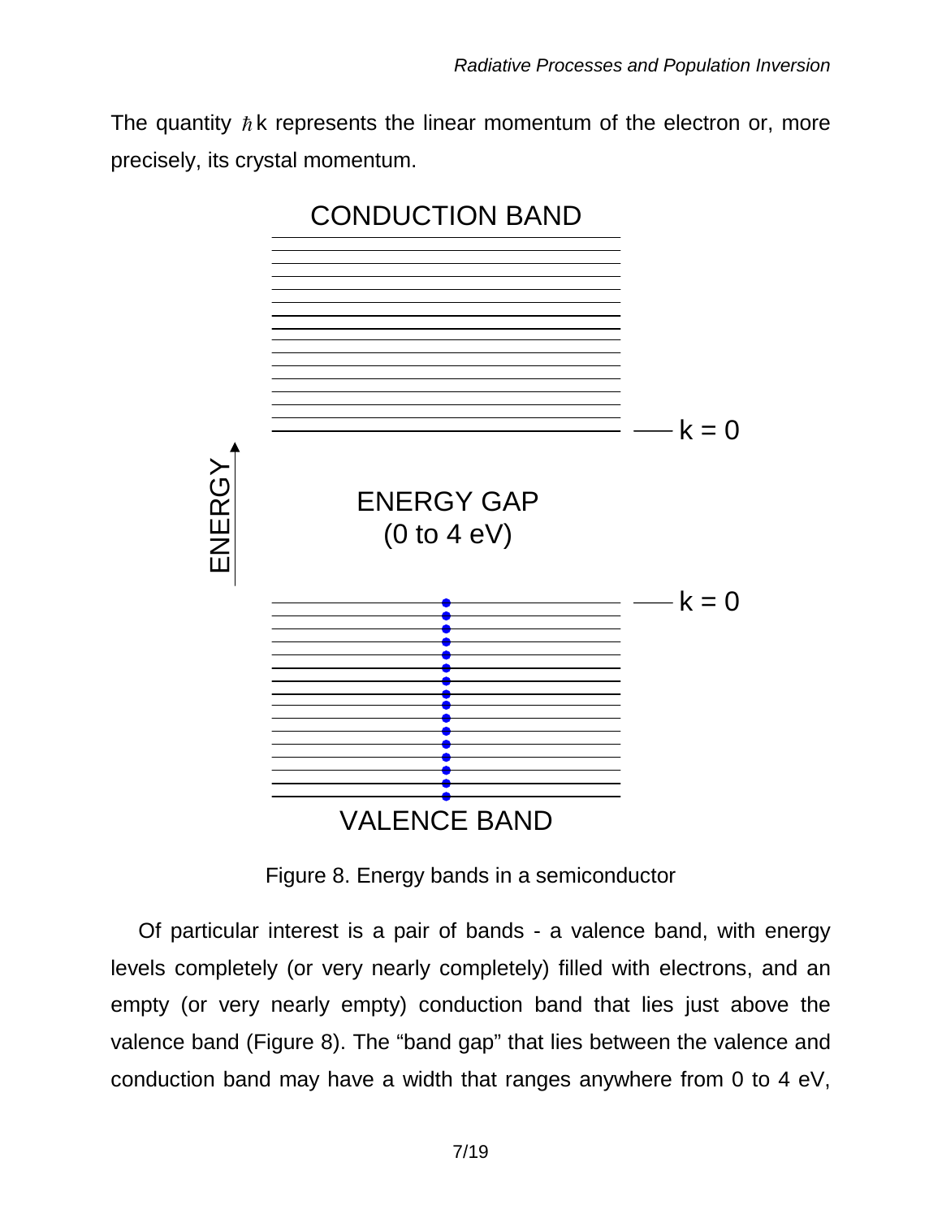The quantity $\hbar k$ represents the linear momentum of the electron or, more precisely, its crystal momentum.

Figure 8. Energy bands in a semiconductor

Of particular interest is a pair of bands - a valence band, with energy levels completely (or very nearly completely) filled with electrons, and an empty (or very nearly empty) conduction band that lies just above the valence band (Figure 8). The "band gap" that lies between the valence and conduction band may have a width that ranges anywhere from 0 to 4 eV,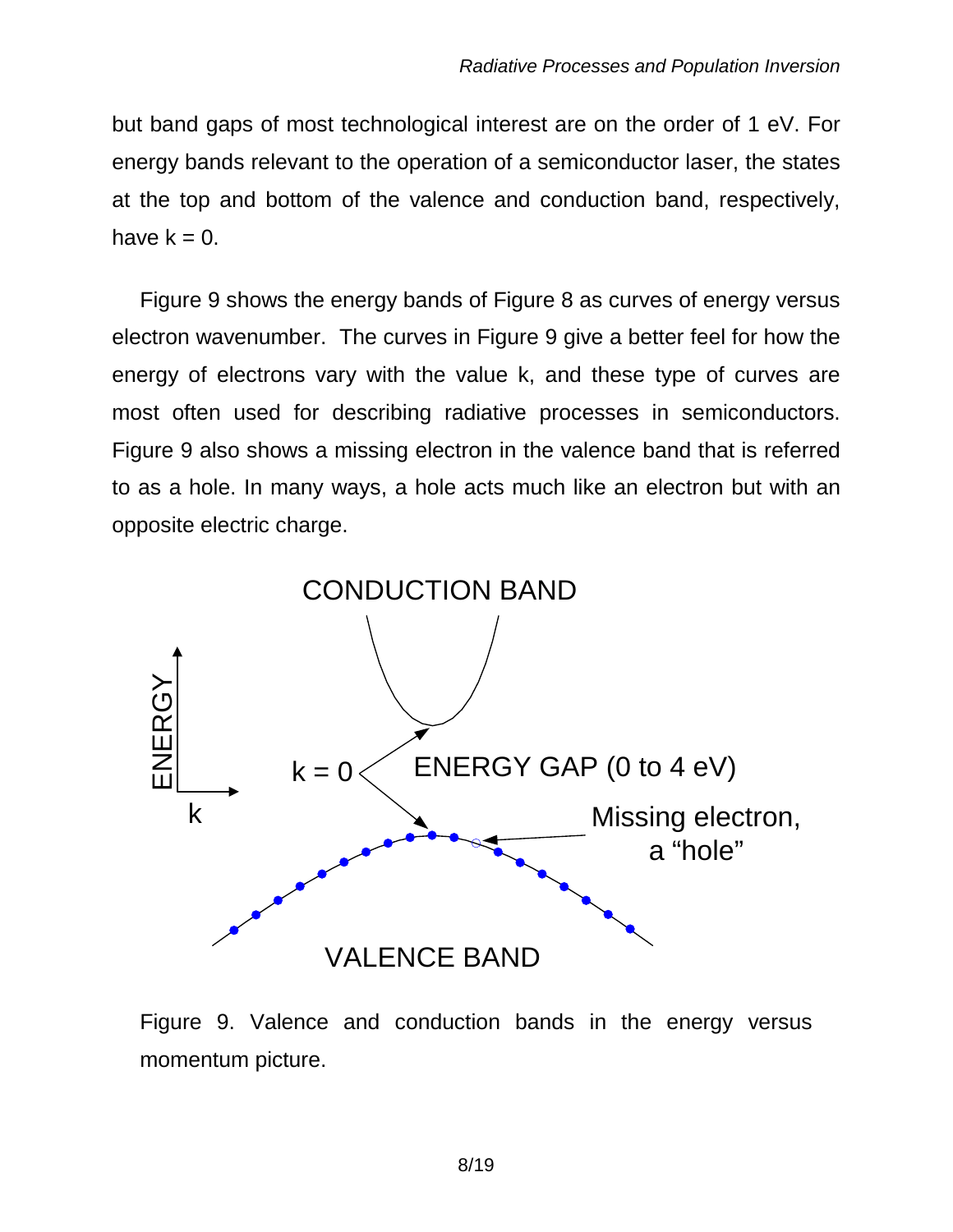but band gaps of most technological interest are on the order of 1 eV. For energy bands relevant to the operation of a semiconductor laser, the states at the top and bottom of the valence and conduction band, respectively, have k = 0.

Figure 9 shows the energy bands of Figure 8 as curves of energy versus electron wavenumber. The curves in Figure 9 give a better feel for how the energy of electrons vary with the value k, and these type of curves are most often used for describing radiative processes in semiconductors. Figure 9 also shows a missing electron in the valence band that is referred to as a hole. In many ways, a hole acts much like an electron but with an opposite electric charge.

Figure 9. Valence and conduction bands in the energy versus momentum picture.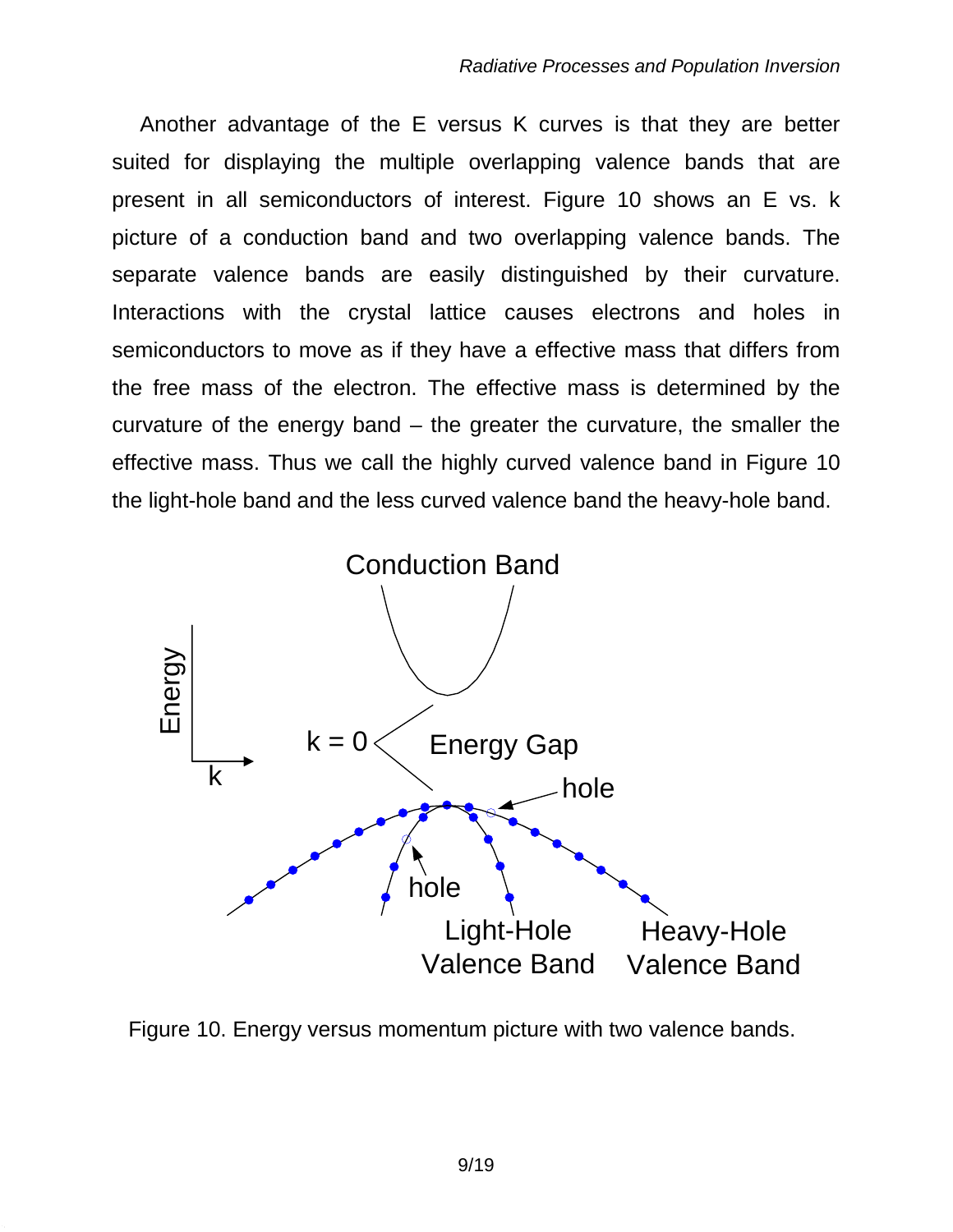Another advantage of the E versus K curves is that they are better suited for displaying the multiple overlapping valence bands that are present in all semiconductors of interest. Figure 10 shows an E vs. k picture of a conduction band and two overlapping valence bands. The separate valence bands are easily distinguished by their curvature. Interactions with the crystal lattice causes electrons and holes in semiconductors to move as if they have a effective mass that differs from the free mass of the electron. The effective mass is determined by the curvature of the energy band – the greater the curvature, the smaller the effective mass. Thus we call the highly curved valence band in Figure 10 the light-hole band and the less curved valence band the heavy-hole band.

Figure 10. Energy versus momentum picture with two valence bands.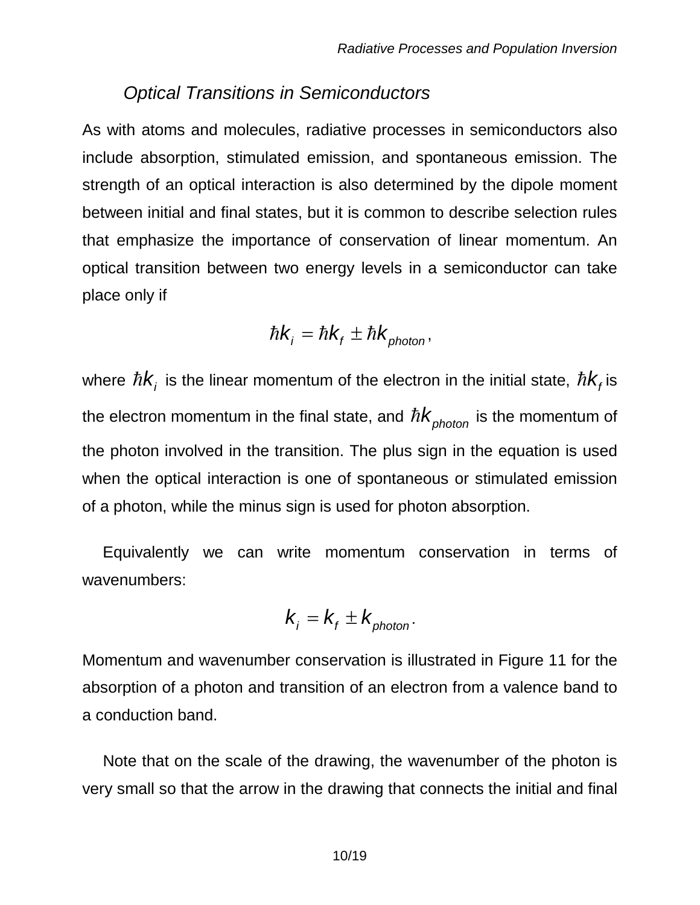### *Optical Transitions in Semiconductors*

As with atoms and molecules, radiative processes in semiconductors also include absorption, stimulated emission, and spontaneous emission. The strength of an optical interaction is also determined by the dipole moment between initial and final states, but it is common to describe selection rules that emphasize the importance of conservation of linear momentum. An optical transition between two energy levels in a semiconductor can take place only if

$$\hbar k_i = \hbar k_f \pm \hbar k_{photon},$$

where $\hbar k_i$ is the linear momentum of the electron in the initial state, $\hbar k_f$ is the electron momentum in the final state, and $\hbar k_{photon}$ is the momentum of the photon involved in the transition. The plus sign in the equation is used when the optical interaction is one of spontaneous or stimulated emission of a photon, while the minus sign is used for photon absorption.

Equivalently we can write momentum conservation in terms of wavenumbers:

$$k_i = k_f \pm k_{photon}.$$

Momentum and wavenumber conservation is illustrated in Figure 11 for the absorption of a photon and transition of an electron from a valence band to a conduction band.

Note that on the scale of the drawing, the wavenumber of the photon is very small so that the arrow in the drawing that connects the initial and final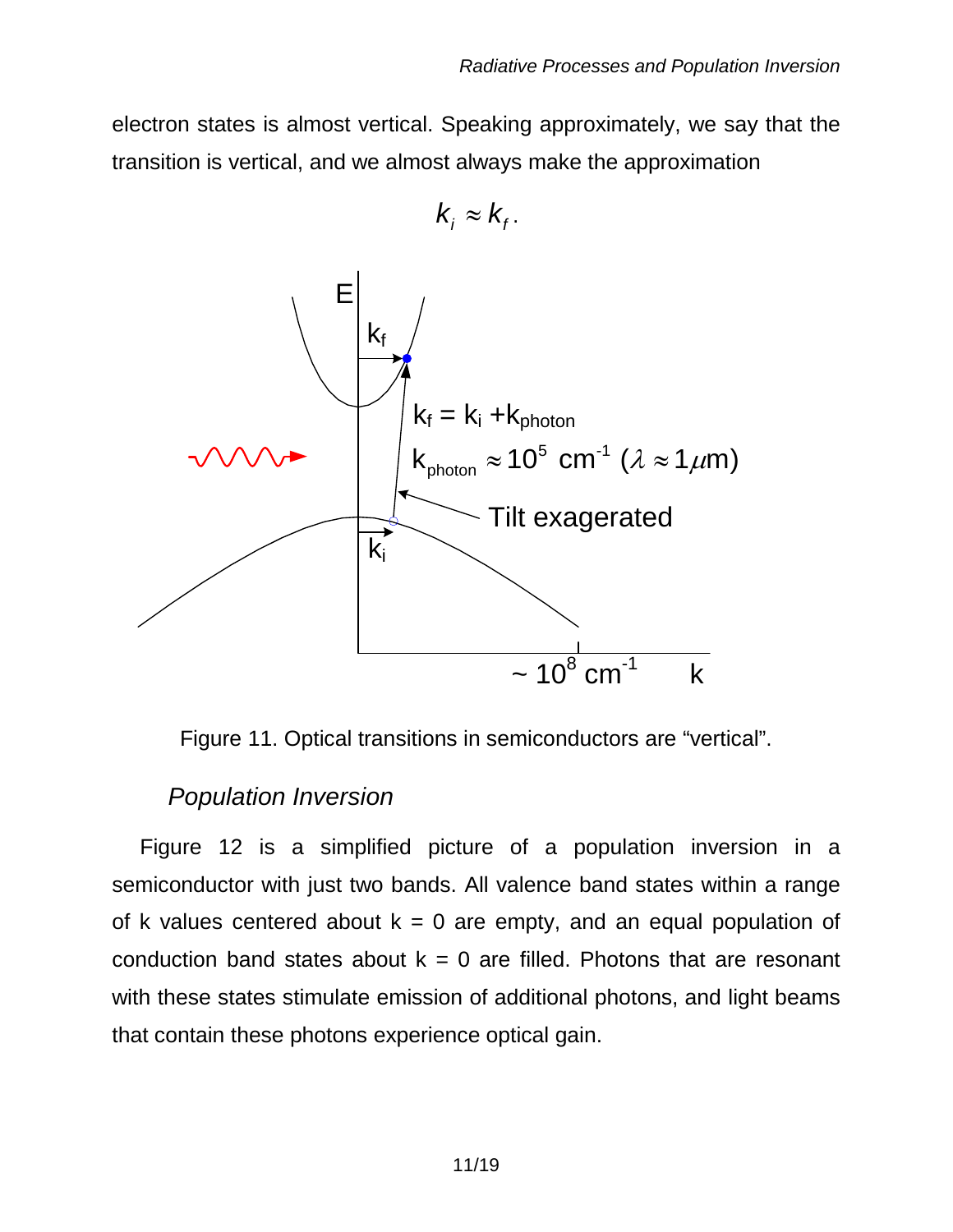electron states is almost vertical. Speaking approximately, we say that the transition is vertical, and we almost always make the approximation

$$k_i \approx k_f.$$

Figure 11. Optical transitions in semiconductors are "vertical".

## *Population Inversion*

Figure 12 is a simplified picture of a population inversion in a semiconductor with just two bands. All valence band states within a range of k values centered about k = 0 are empty, and an equal population of conduction band states about k = 0 are filled. Photons that are resonant with these states stimulate emission of additional photons, and light beams that contain these photons experience optical gain.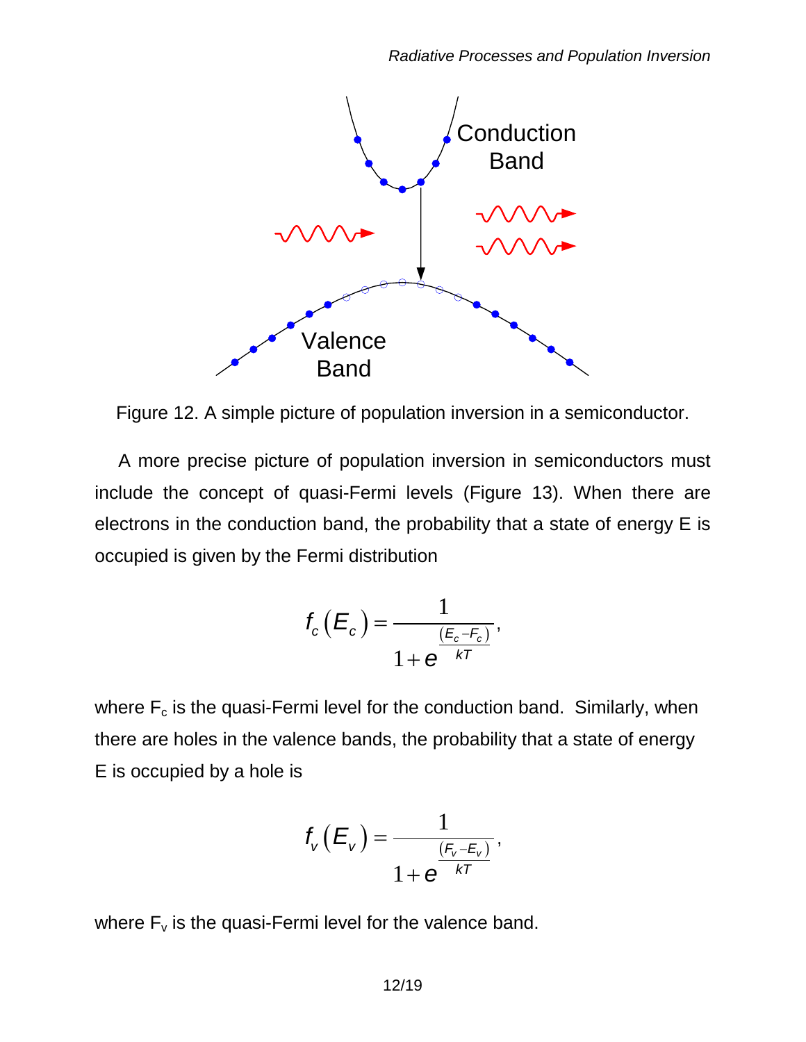Figure 12. A simple picture of population inversion in a semiconductor.

A more precise picture of population inversion in semiconductors must include the concept of quasi-Fermi levels (Figure 13). When there are electrons in the conduction band, the probability that a state of energy E is occupied is given by the Fermi distribution

$$f_c\left(E_c\right) = \frac{1}{1 + e^{\frac{\left(E_c - F_c\right)}{kT}}},$$

where $F_c$ is the quasi-Fermi level for the conduction band. Similarly, when there are holes in the valence bands, the probability that a state of energy E is occupied by a hole is

$$f_v\left(E_v\right) = \frac{1}{1 + e^{\frac{\left(F_v - E_v\right)}{kT}}},$$

where $F_v$ is the quasi-Fermi level for the valence band.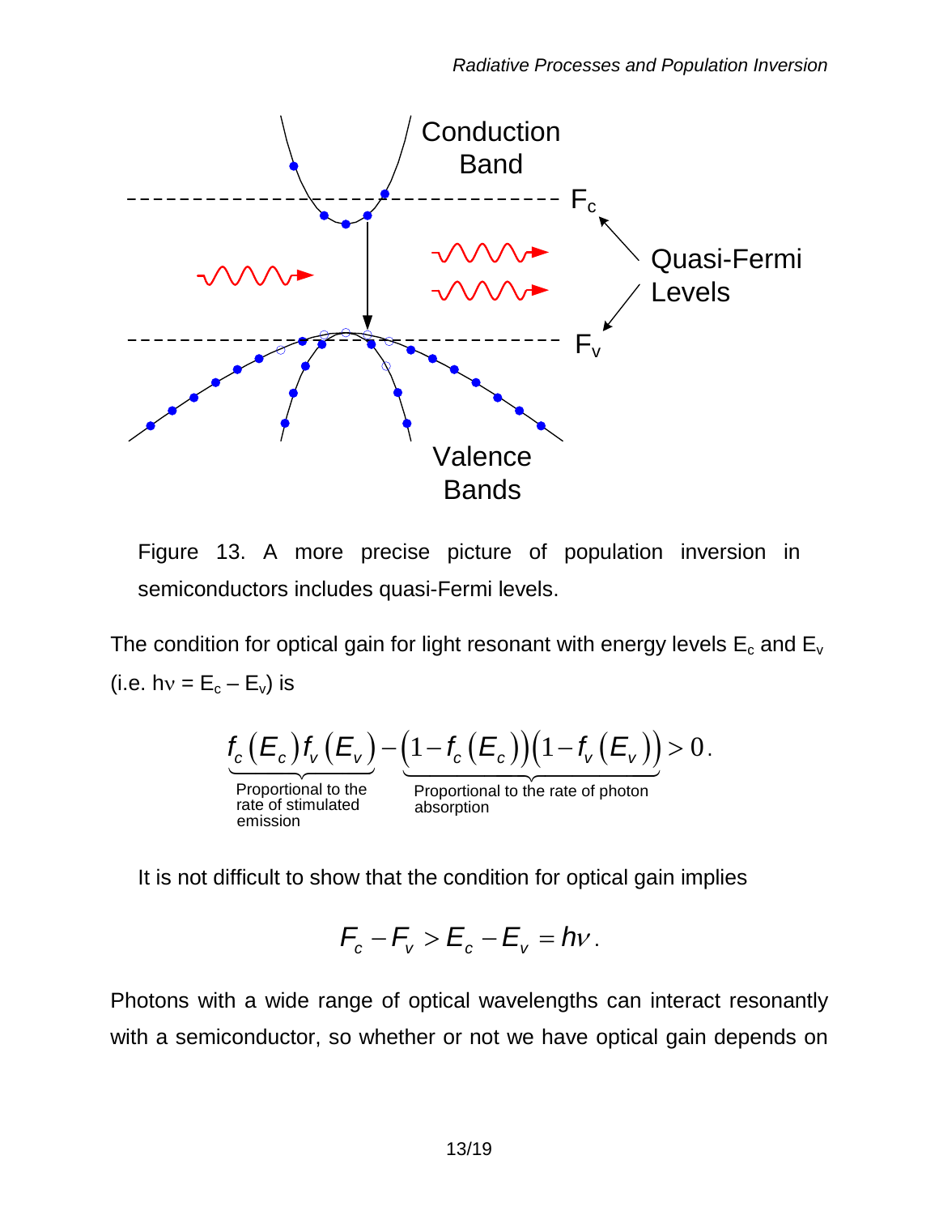Figure 13. A more precise picture of population inversion in semiconductors includes quasi-Fermi levels.

The condition for optical gain for light resonant with energy levels $E_c$ and $E_v$ (i.e. $h\nu = E_c - E_v$) is

$$\underbrace{f_c\left(E_c\right)f_v\left(E_v\right)}_{\substack{\text{Proportional to the}\\ \text{rate of stimulated}\\ \text{emission}}} - \underbrace{\left(1-f_c\left(E_c\right)\right)\left(1-f_v\left(E_v\right)\right)}_{\substack{\text{Proportional to the rate of photon}\\ \text{absorption}}} > 0.$$

It is not difficult to show that the condition for optical gain implies

$$F_c - F_v > E_c - E_v = h\nu .$$

Photons with a wide range of optical wavelengths can interact resonantly with a semiconductor, so whether or not we have optical gain depends on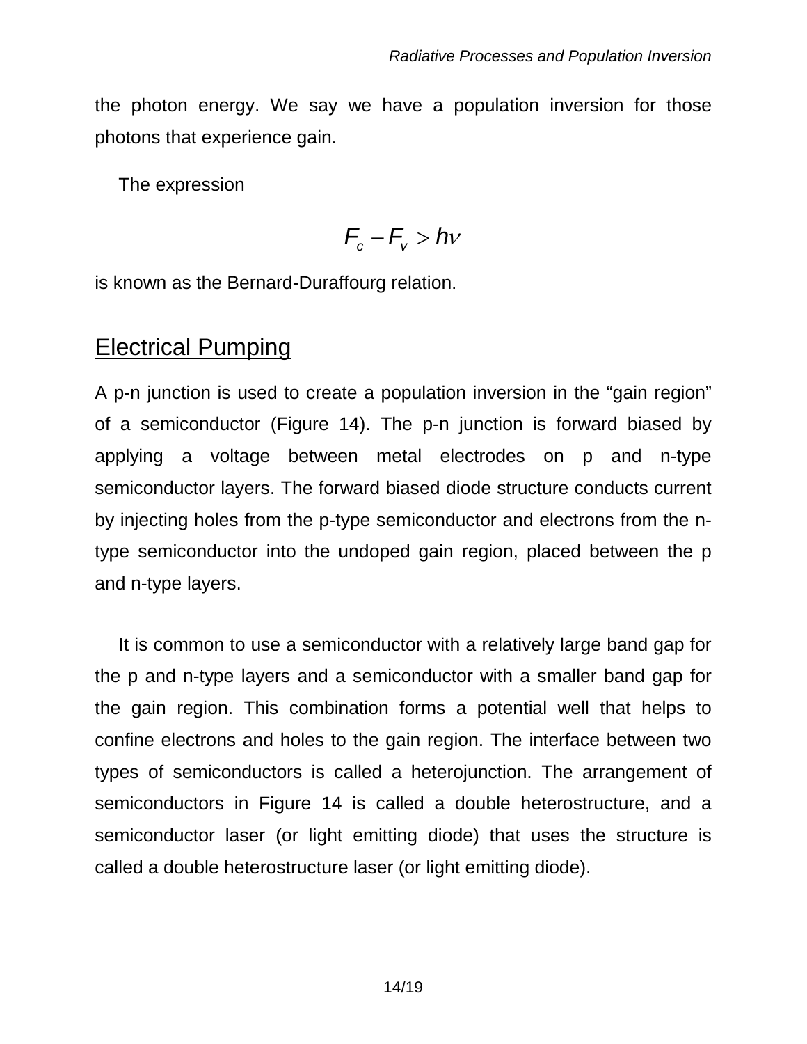the photon energy. We say we have a population inversion for those photons that experience gain.

The expression

$$F_c - F_v > h\nu$$

is known as the Bernard-Duraffourg relation.

## Electrical Pumping

A p-n junction is used to create a population inversion in the "gain region" of a semiconductor (Figure 14). The p-n junction is forward biased by applying a voltage between metal electrodes on p and n-type semiconductor layers. The forward biased diode structure conducts current by injecting holes from the p-type semiconductor and electrons from the n-type semiconductor into the undoped gain region, placed between the p and n-type layers.

It is common to use a semiconductor with a relatively large band gap for the p and n-type layers and a semiconductor with a smaller band gap for the gain region. This combination forms a potential well that helps to confine electrons and holes to the gain region. The interface between two types of semiconductors is called a heterojunction. The arrangement of semiconductors in Figure 14 is called a double heterostructure, and a semiconductor laser (or light emitting diode) that uses the structure is called a double heterostructure laser (or light emitting diode).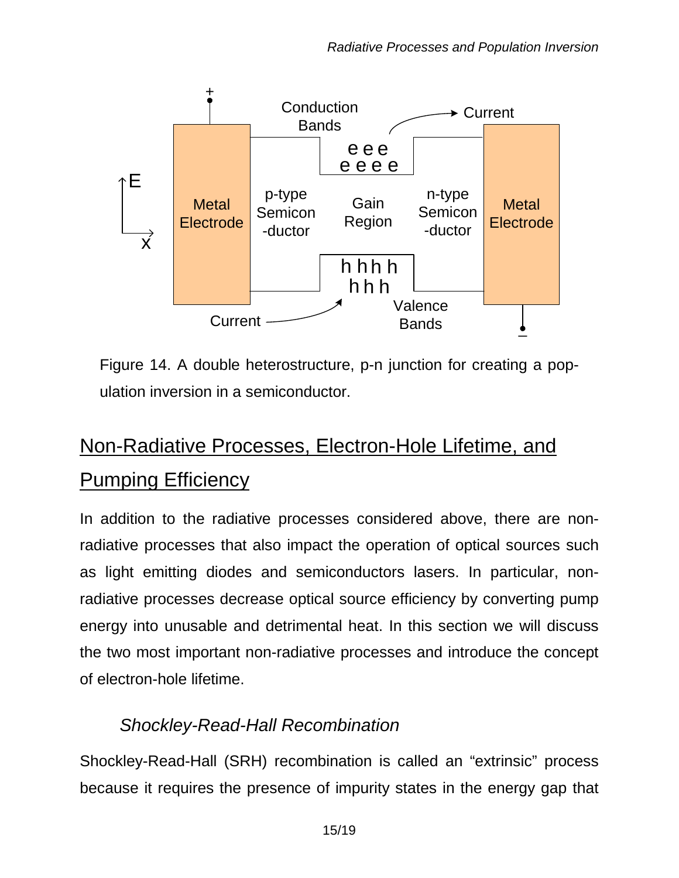Figure 14. A double heterostructure, p-n junction for creating a population inversion in a semiconductor.

## Non-Radiative Processes, Electron-Hole Lifetime, and Pumping Efficiency

In addition to the radiative processes considered above, there are non-radiative processes that also impact the operation of optical sources such as light emitting diodes and semiconductors lasers. In particular, non-radiative processes decrease optical source efficiency by converting pump energy into unusable and detrimental heat. In this section we will discuss the two most important non-radiative processes and introduce the concept of electron-hole lifetime.

### *Shockley-Read-Hall Recombination*

Shockley-Read-Hall (SRH) recombination is called an “extrinsic” process because it requires the presence of impurity states in the energy gap that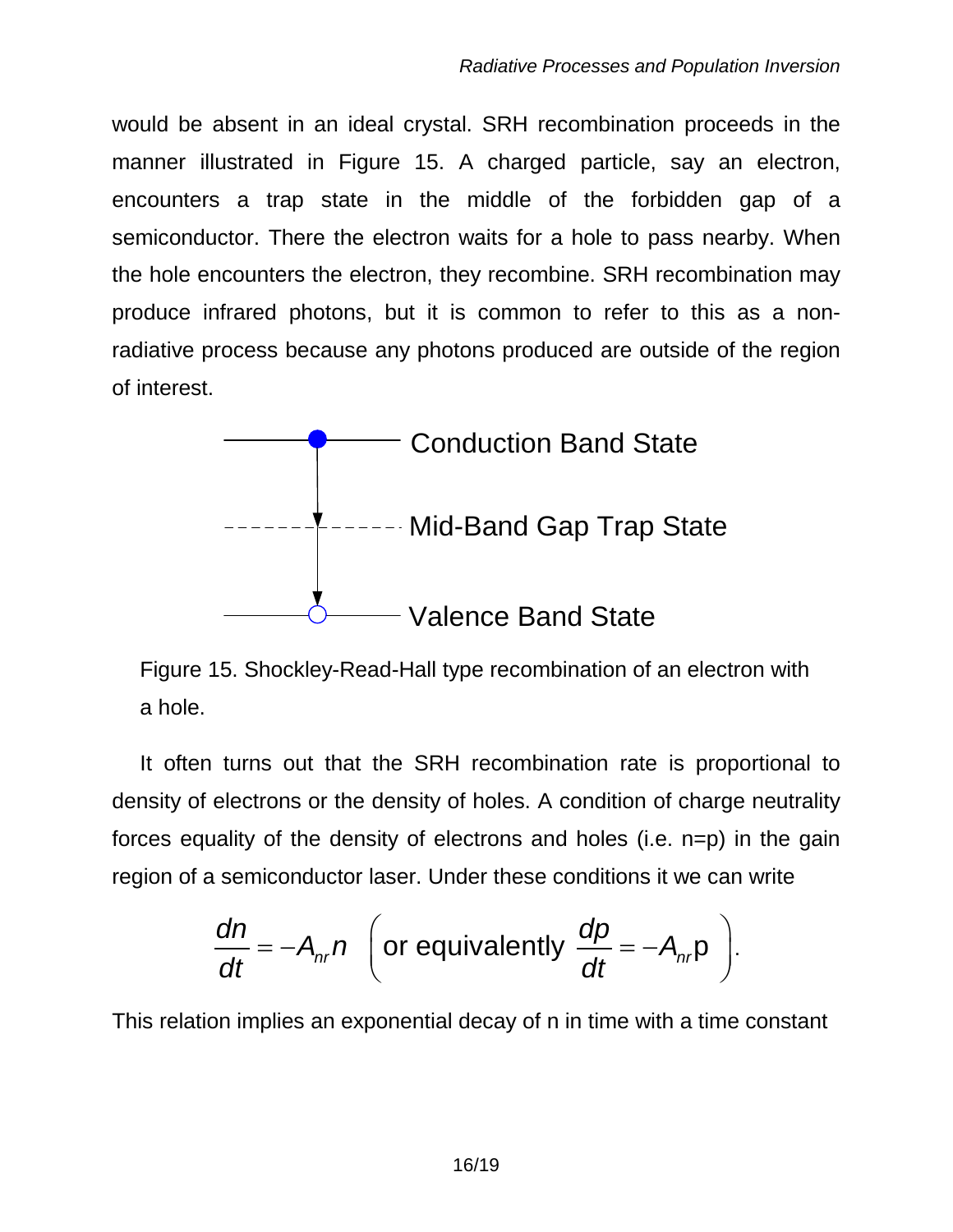would be absent in an ideal crystal. SRH recombination proceeds in the manner illustrated in Figure 15. A charged particle, say an electron, encounters a trap state in the middle of the forbidden gap of a semiconductor. There the electron waits for a hole to pass nearby. When the hole encounters the electron, they recombine. SRH recombination may produce infrared photons, but it is common to refer to this as a non-radiative process because any photons produced are outside of the region of interest.

Conduction Band State

Mid-Band Gap Trap State

Valence Band State

Figure 15. Shockley-Read-Hall type recombination of an electron with a hole.

It often turns out that the SRH recombination rate is proportional to density of electrons or the density of holes. A condition of charge neutrality forces equality of the density of electrons and holes (i.e. n=p) in the gain region of a semiconductor laser. Under these conditions it we can write

$$\frac{dn}{dt} = -A_{nr} n \quad \left( \text{or equivalently } \frac{dp}{dt} = -A_{nr} \mathrm{p} \right).$$

This relation implies an exponential decay of n in time with a time constant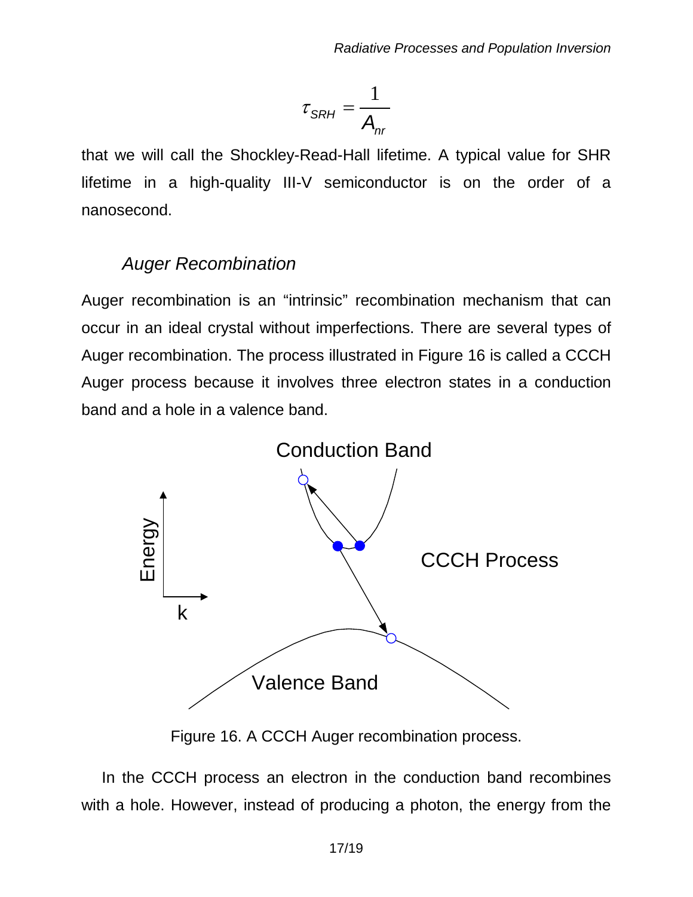$$\tau_{SRH} = \frac{1}{A_{nr}}$$

that we will call the Shockley-Read-Hall lifetime. A typical value for SHR lifetime in a high-quality III-V semiconductor is on the order of a nanosecond.

### *Auger Recombination*

Auger recombination is an "intrinsic" recombination mechanism that can occur in an ideal crystal without imperfections. There are several types of Auger recombination. The process illustrated in Figure 16 is called a CCCH Auger process because it involves three electron states in a conduction band and a hole in a valence band.

Figure 16. A CCCH Auger recombination process.

In the CCCH process an electron in the conduction band recombines with a hole. However, instead of producing a photon, the energy from the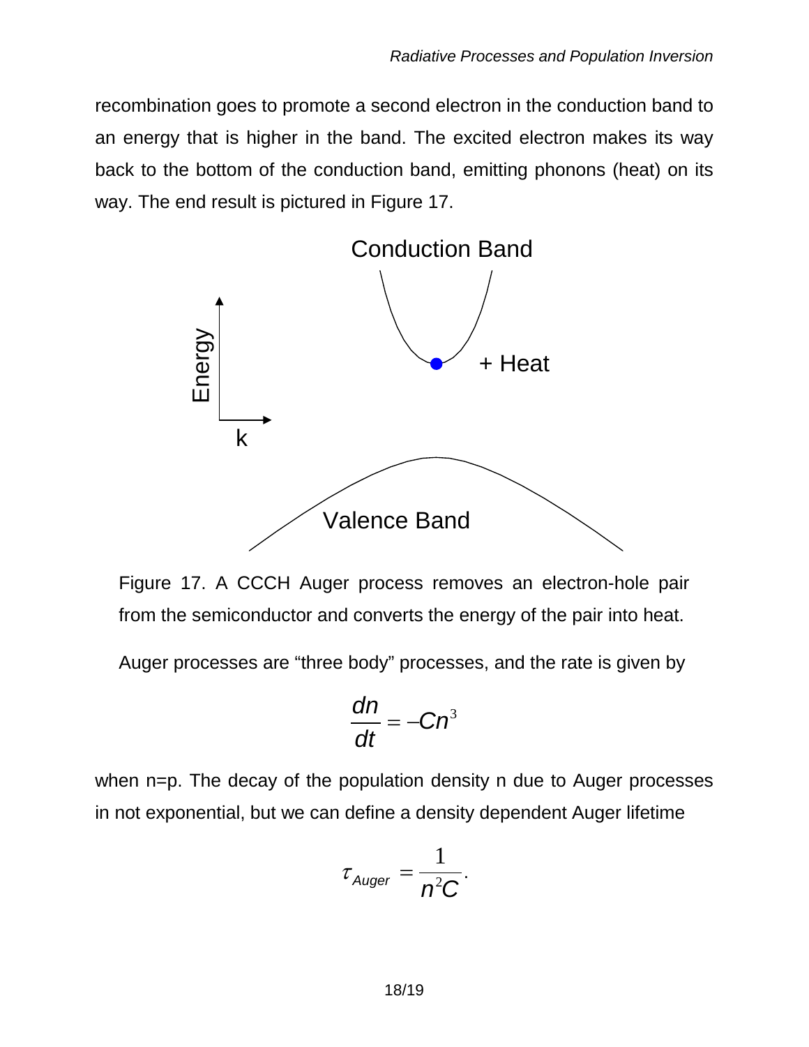recombination goes to promote a second electron in the conduction band to an energy that is higher in the band. The excited electron makes its way back to the bottom of the conduction band, emitting phonons (heat) on its way. The end result is pictured in Figure 17.

Figure 17. A CCCH Auger process removes an electron-hole pair from the semiconductor and converts the energy of the pair into heat.

Auger processes are "three body" processes, and the rate is given by

$$\frac{dn}{dt} = -Cn^3$$

when n=p. The decay of the population density n due to Auger processes in not exponential, but we can define a density dependent Auger lifetime

$$\tau_{Auger} = \frac{1}{n^2 C}.$$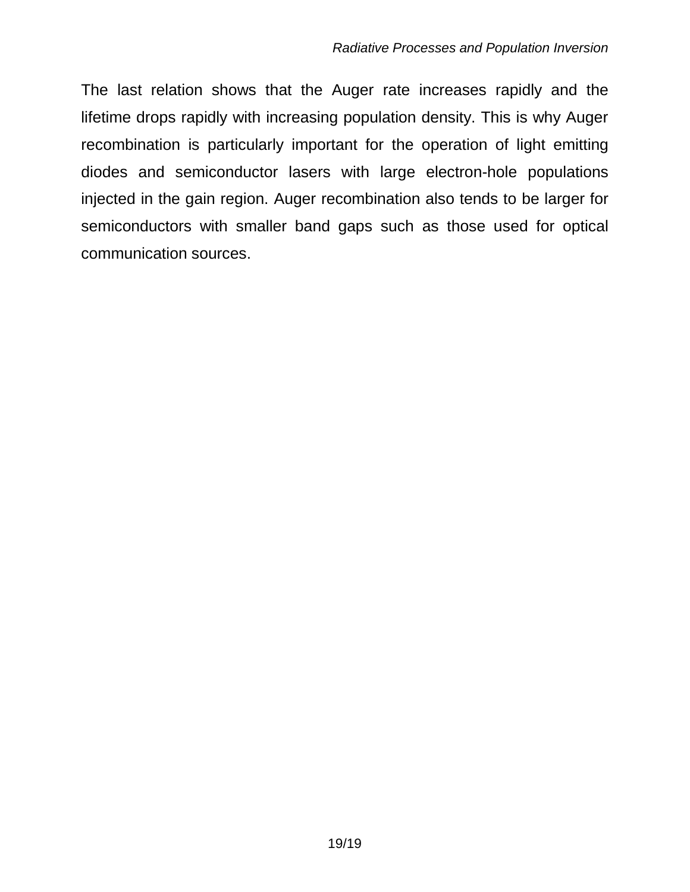The last relation shows that the Auger rate increases rapidly and the lifetime drops rapidly with increasing population density. This is why Auger recombination is particularly important for the operation of light emitting diodes and semiconductor lasers with large electron-hole populations injected in the gain region. Auger recombination also tends to be larger for semiconductors with smaller band gaps such as those used for optical communication sources.